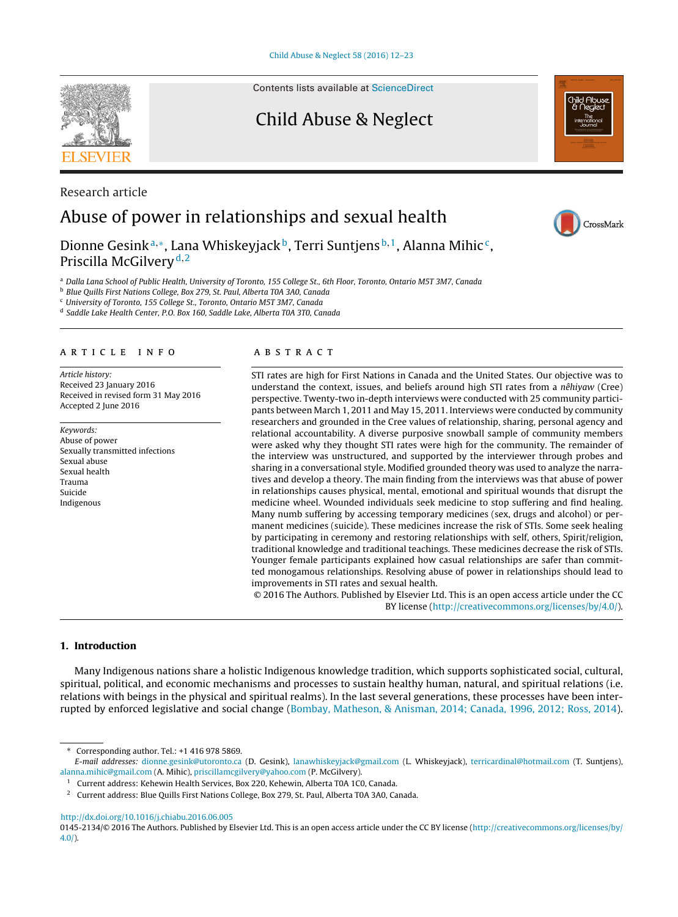Research article

# Abuse of power in relationships and sexual health

Dionne Gesink[a,*], Lana Whiskeyjack[b], Terri Suntjens[b,1], Alanna Mihic[c], Priscilla McGilvery[d,2]

[a] Dalla Lana School of Public Health, University of Toronto, 155 College St., 6th Floor, Toronto, Ontario M5T 3M7, Canada
[b] Blue Quills First Nations College, Box 279, St. Paul, Alberta T0A 3A0, Canada
[c] University of Toronto, 155 College St., Toronto, Ontario M5T 3M7, Canada
[d] Saddle Lake Health Center, P.O. Box 160, Saddle Lake, Alberta T0A 3T0, Canada

## ARTICLE INFO

*Article history:*
Received 23 January 2016
Received in revised form 31 May 2016
Accepted 2 June 2016

*Keywords:*
Abuse of power
Sexually transmitted infections
Sexual abuse
Sexual health
Trauma
Suicide
Indigenous

## ABSTRACT

STI rates are high for First Nations in Canada and the United States. Our objective was to understand the context, issues, and beliefs around high STI rates from a *nêhiyaw* (Cree) perspective. Twenty-two in-depth interviews were conducted with 25 community participants between March 1, 2011 and May 15, 2011. Interviews were conducted by community researchers and grounded in the Cree values of relationship, sharing, personal agency and relational accountability. A diverse purposive snowball sample of community members were asked why they thought STI rates were high for the community. The remainder of the interview was unstructured, and supported by the interviewer through probes and sharing in a conversational style. Modified grounded theory was used to analyze the narratives and develop a theory. The main finding from the interviews was that abuse of power in relationships causes physical, mental, emotional and spiritual wounds that disrupt the medicine wheel. Wounded individuals seek medicine to stop suffering and find healing. Many numb suffering by accessing temporary medicines (sex, drugs and alcohol) or permanent medicines (suicide). These medicines increase the risk of STIs. Some seek healing by participating in ceremony and restoring relationships with self, others, Spirit/religion, traditional knowledge and traditional teachings. These medicines decrease the risk of STIs. Younger female participants explained how casual relationships are safer than committed monogamous relationships. Resolving abuse of power in relationships should lead to improvements in STI rates and sexual health.

© 2016 The Authors. Published by Elsevier Ltd. This is an open access article under the CC BY license (http://creativecommons.org/licenses/by/4.0/).

## 1. Introduction

Many Indigenous nations share a holistic Indigenous knowledge tradition, which supports sophisticated social, cultural, spiritual, political, and economic mechanisms and processes to sustain healthy human, natural, and spiritual relations (i.e. relations with beings in the physical and spiritual realms). In the last several generations, these processes have been interrupted by enforced legislative and social change (Bombay, Matheson, & Anisman, 2014; Canada, 1996, 2012; Ross, 2014).

\* Corresponding author. Tel.: +1 416 978 5869.
*E-mail addresses:* dionne.gesink@utoronto.ca (D. Gesink), lanawhiskeyjack@gmail.com (L. Whiskeyjack), terricardinal@hotmail.com (T. Suntjens), alanna.mihic@gmail.com (A. Mihic), priscillamcgilvery@yahoo.com (P. McGilvery).

[1] Current address: Kehewin Health Services, Box 220, Kehewin, Alberta T0A 1C0, Canada.
[2] Current address: Blue Quills First Nations College, Box 279, St. Paul, Alberta T0A 3A0, Canada.

http://dx.doi.org/10.1016/j.chiabu.2016.06.005
0145-2134/© 2016 The Authors. Published by Elsevier Ltd. This is an open access article under the CC BY license (http://creativecommons.org/licenses/by/4.0/).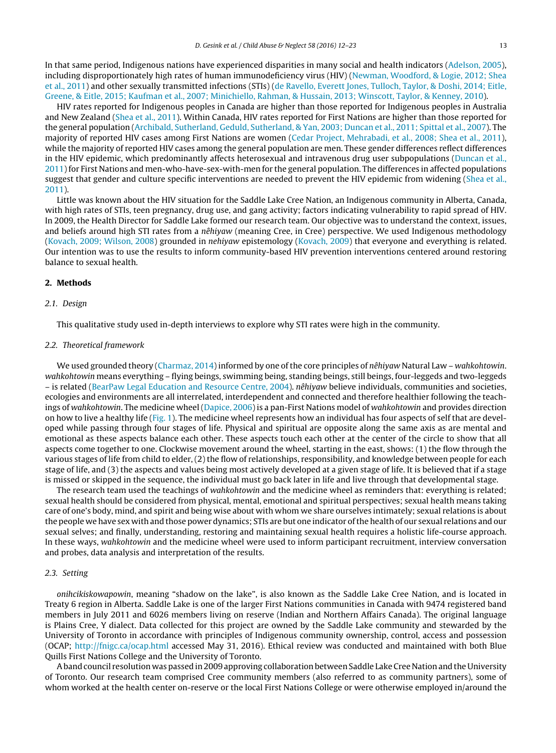In that same period, Indigenous nations have experienced disparities in many social and health indicators (Adelson, 2005), including disproportionately high rates of human immunodeficiency virus (HIV) (Newman, Woodford, & Logie, 2012; Shea et al., 2011) and other sexually transmitted infections (STIs) (de Ravello, Everett Jones, Tulloch, Taylor, & Doshi, 2014; Eitle, Greene, & Eitle, 2015; Kaufman et al., 2007; Minichiello, Rahman, & Hussain, 2013; Winscott, Taylor, & Kenney, 2010).

HIV rates reported for Indigenous peoples in Canada are higher than those reported for Indigenous peoples in Australia and New Zealand (Shea et al., 2011). Within Canada, HIV rates reported for First Nations are higher than those reported for the general population (Archibald, Sutherland, Geduld, Sutherland, & Yan, 2003; Duncan et al., 2011; Spittal et al., 2007). The majority of reported HIV cases among First Nations are women (Cedar Project, Mehrabadi, et al., 2008; Shea et al., 2011), while the majority of reported HIV cases among the general population are men. These gender differences reflect differences in the HIV epidemic, which predominantly affects heterosexual and intravenous drug user subpopulations (Duncan et al., 2011) for First Nations and men-who-have-sex-with-men for the general population. The differences in affected populations suggest that gender and culture specific interventions are needed to prevent the HIV epidemic from widening (Shea et al., 2011).

Little was known about the HIV situation for the Saddle Lake Cree Nation, an Indigenous community in Alberta, Canada, with high rates of STIs, teen pregnancy, drug use, and gang activity; factors indicating vulnerability to rapid spread of HIV. In 2009, the Health Director for Saddle Lake formed our research team. Our objective was to understand the context, issues, and beliefs around high STI rates from a *nêhiyaw* (meaning Cree, in Cree) perspective. We used Indigenous methodology (Kovach, 2009; Wilson, 2008) grounded in *nehiyaw* epistemology (Kovach, 2009) that everyone and everything is related. Our intention was to use the results to inform community-based HIV prevention interventions centered around restoring balance to sexual health.

## 2. Methods

### 2.1. Design

This qualitative study used in-depth interviews to explore why STI rates were high in the community.

### 2.2. Theoretical framework

We used grounded theory (Charmaz, 2014) informed by one of the core principles of *nêhiyaw* Natural Law – *wahkohtowin*. *wahkohtowin* means everything – flying beings, swimming being, standing beings, still beings, four-leggeds and two-leggeds – is related (BearPaw Legal Education and Resource Centre, 2004). *nêhiyaw* believe individuals, communities and societies, ecologies and environments are all interrelated, interdependent and connected and therefore healthier following the teachings of *wahkohtowin*. The medicine wheel (Dapice, 2006) is a pan-First Nations model of *wahkohtowin* and provides direction on how to live a healthy life (Fig. 1). The medicine wheel represents how an individual has four aspects of self that are developed while passing through four stages of life. Physical and spiritual are opposite along the same axis as are mental and emotional as these aspects balance each other. These aspects touch each other at the center of the circle to show that all aspects come together to one. Clockwise movement around the wheel, starting in the east, shows: (1) the flow through the various stages of life from child to elder, (2) the flow of relationships, responsibility, and knowledge between people for each stage of life, and (3) the aspects and values being most actively developed at a given stage of life. It is believed that if a stage is missed or skipped in the sequence, the individual must go back later in life and live through that developmental stage.

The research team used the teachings of *wahkohtowin* and the medicine wheel as reminders that: everything is related; sexual health should be considered from physical, mental, emotional and spiritual perspectives; sexual health means taking care of one's body, mind, and spirit and being wise about with whom we share ourselves intimately; sexual relations is about the people we have sex with and those power dynamics; STIs are but one indicator of the health of our sexual relations and our sexual selves; and finally, understanding, restoring and maintaining sexual health requires a holistic life-course approach. In these ways, *wahkohtowin* and the medicine wheel were used to inform participant recruitment, interview conversation and probes, data analysis and interpretation of the results.

### 2.3. Setting

*onihcikiskowapowin*, meaning "shadow on the lake", is also known as the Saddle Lake Cree Nation, and is located in Treaty 6 region in Alberta. Saddle Lake is one of the larger First Nations communities in Canada with 9474 registered band members in July 2011 and 6026 members living on reserve (Indian and Northern Affairs Canada). The original language is Plains Cree, Y dialect. Data collected for this project are owned by the Saddle Lake community and stewarded by the University of Toronto in accordance with principles of Indigenous community ownership, control, access and possession (OCAP; http://fnigc.ca/ocap.html accessed May 31, 2016). Ethical review was conducted and maintained with both Blue Quills First Nations College and the University of Toronto.

A band council resolution was passed in 2009 approving collaboration between Saddle Lake Cree Nation and the University of Toronto. Our research team comprised Cree community members (also referred to as community partners), some of whom worked at the health center on-reserve or the local First Nations College or were otherwise employed in/around the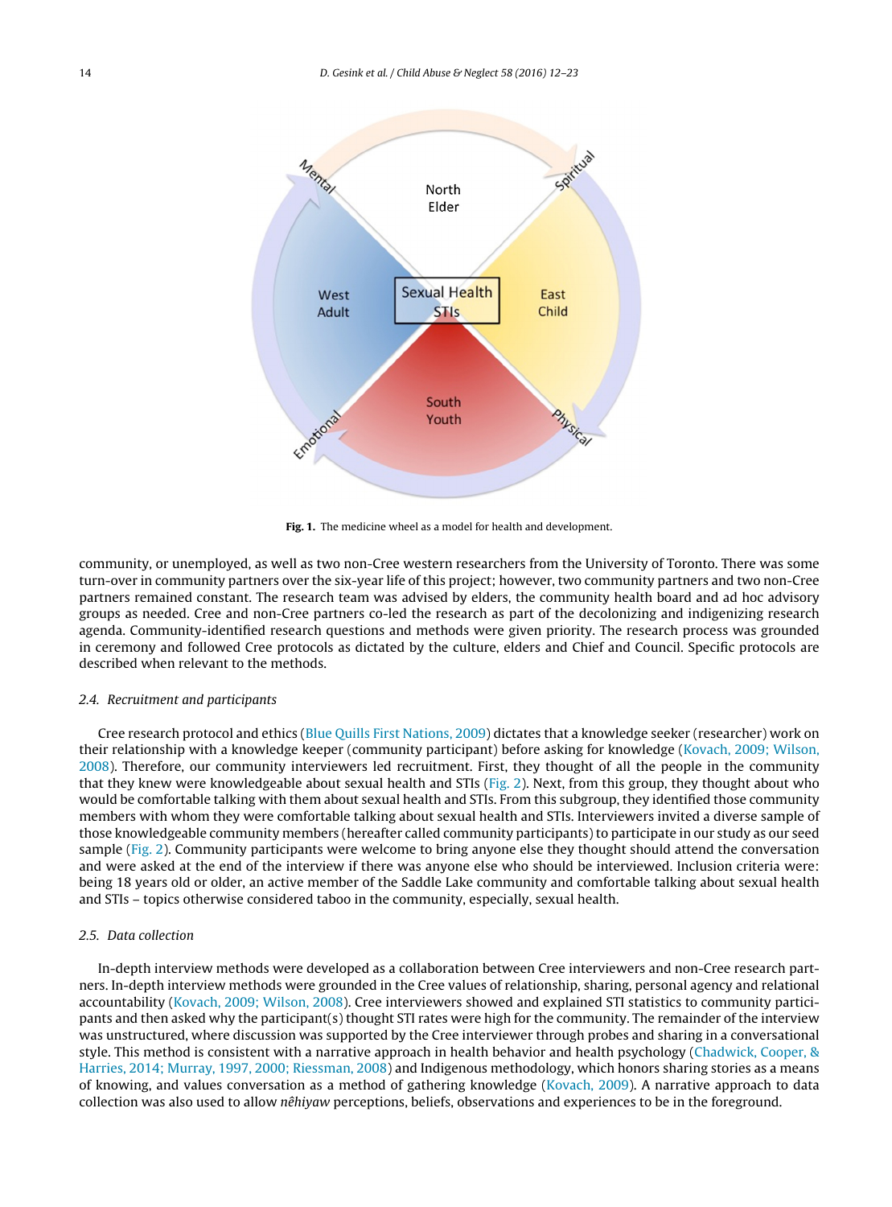Fig. 1. The medicine wheel as a model for health and development.

community, or unemployed, as well as two non-Cree western researchers from the University of Toronto. There was some turn-over in community partners over the six-year life of this project; however, two community partners and two non-Cree partners remained constant. The research team was advised by elders, the community health board and ad hoc advisory groups as needed. Cree and non-Cree partners co-led the research as part of the decolonizing and indigenizing research agenda. Community-identified research questions and methods were given priority. The research process was grounded in ceremony and followed Cree protocols as dictated by the culture, elders and Chief and Council. Specific protocols are described when relevant to the methods.

### 2.4. Recruitment and participants

Cree research protocol and ethics (Blue Quills First Nations, 2009) dictates that a knowledge seeker (researcher) work on their relationship with a knowledge keeper (community participant) before asking for knowledge (Kovach, 2009; Wilson, 2008). Therefore, our community interviewers led recruitment. First, they thought of all the people in the community that they knew were knowledgeable about sexual health and STIs (Fig. 2). Next, from this group, they thought about who would be comfortable talking with them about sexual health and STIs. From this subgroup, they identified those community members with whom they were comfortable talking about sexual health and STIs. Interviewers invited a diverse sample of those knowledgeable community members (hereafter called community participants) to participate in our study as our seed sample (Fig. 2). Community participants were welcome to bring anyone else they thought should attend the conversation and were asked at the end of the interview if there was anyone else who should be interviewed. Inclusion criteria were: being 18 years old or older, an active member of the Saddle Lake community and comfortable talking about sexual health and STIs – topics otherwise considered taboo in the community, especially, sexual health.

### 2.5. Data collection

In-depth interview methods were developed as a collaboration between Cree interviewers and non-Cree research partners. In-depth interview methods were grounded in the Cree values of relationship, sharing, personal agency and relational accountability (Kovach, 2009; Wilson, 2008). Cree interviewers showed and explained STI statistics to community participants and then asked why the participant(s) thought STI rates were high for the community. The remainder of the interview was unstructured, where discussion was supported by the Cree interviewer through probes and sharing in a conversational style. This method is consistent with a narrative approach in health behavior and health psychology (Chadwick, Cooper, & Harries, 2014; Murray, 1997, 2000; Riessman, 2008) and Indigenous methodology, which honors sharing stories as a means of knowing, and values conversation as a method of gathering knowledge (Kovach, 2009). A narrative approach to data collection was also used to allow *nêhiyaw* perceptions, beliefs, observations and experiences to be in the foreground.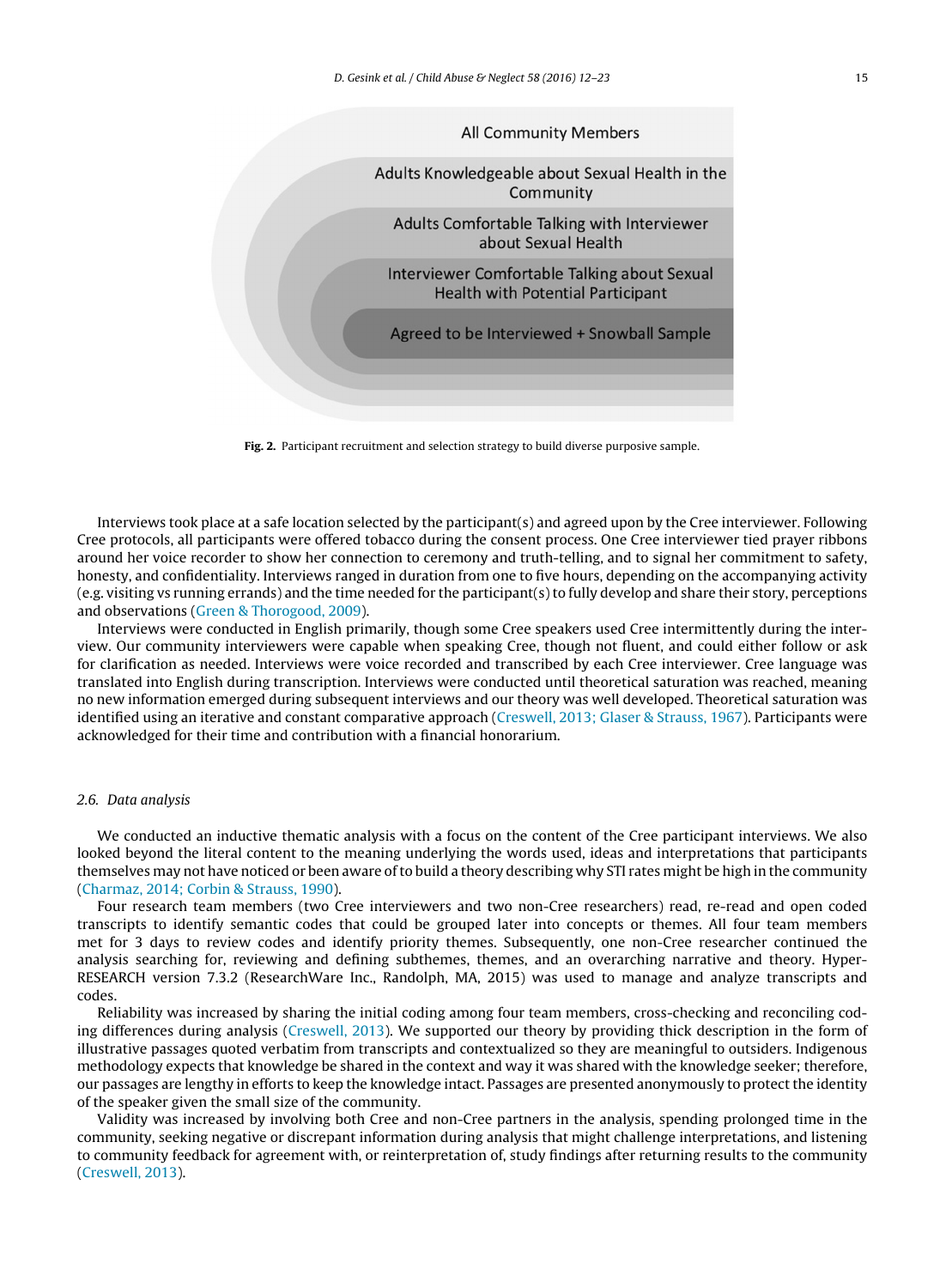All Community Members

Adults Knowledgeable about Sexual Health in the Community

Adults Comfortable Talking with Interviewer about Sexual Health

Interviewer Comfortable Talking about Sexual Health with Potential Participant

Agreed to be Interviewed + Snowball Sample

**Fig. 2.** Participant recruitment and selection strategy to build diverse purposive sample.

Interviews took place at a safe location selected by the participant(s) and agreed upon by the Cree interviewer. Following Cree protocols, all participants were offered tobacco during the consent process. One Cree interviewer tied prayer ribbons around her voice recorder to show her connection to ceremony and truth-telling, and to signal her commitment to safety, honesty, and confidentiality. Interviews ranged in duration from one to five hours, depending on the accompanying activity (e.g. visiting vs running errands) and the time needed for the participant(s) to fully develop and share their story, perceptions and observations (Green & Thorogood, 2009).

Interviews were conducted in English primarily, though some Cree speakers used Cree intermittently during the interview. Our community interviewers were capable when speaking Cree, though not fluent, and could either follow or ask for clarification as needed. Interviews were voice recorded and transcribed by each Cree interviewer. Cree language was translated into English during transcription. Interviews were conducted until theoretical saturation was reached, meaning no new information emerged during subsequent interviews and our theory was well developed. Theoretical saturation was identified using an iterative and constant comparative approach (Creswell, 2013; Glaser & Strauss, 1967). Participants were acknowledged for their time and contribution with a financial honorarium.

### 2.6. Data analysis

We conducted an inductive thematic analysis with a focus on the content of the Cree participant interviews. We also looked beyond the literal content to the meaning underlying the words used, ideas and interpretations that participants themselves may not have noticed or been aware of to build a theory describing why STI rates might be high in the community (Charmaz, 2014; Corbin & Strauss, 1990).

Four research team members (two Cree interviewers and two non-Cree researchers) read, re-read and open coded transcripts to identify semantic codes that could be grouped later into concepts or themes. All four team members met for 3 days to review codes and identify priority themes. Subsequently, one non-Cree researcher continued the analysis searching for, reviewing and defining subthemes, themes, and an overarching narrative and theory. Hyper-RESEARCH version 7.3.2 (ResearchWare Inc., Randolph, MA, 2015) was used to manage and analyze transcripts and codes.

Reliability was increased by sharing the initial coding among four team members, cross-checking and reconciling coding differences during analysis (Creswell, 2013). We supported our theory by providing thick description in the form of illustrative passages quoted verbatim from transcripts and contextualized so they are meaningful to outsiders. Indigenous methodology expects that knowledge be shared in the context and way it was shared with the knowledge seeker; therefore, our passages are lengthy in efforts to keep the knowledge intact. Passages are presented anonymously to protect the identity of the speaker given the small size of the community.

Validity was increased by involving both Cree and non-Cree partners in the analysis, spending prolonged time in the community, seeking negative or discrepant information during analysis that might challenge interpretations, and listening to community feedback for agreement with, or reinterpretation of, study findings after returning results to the community (Creswell, 2013).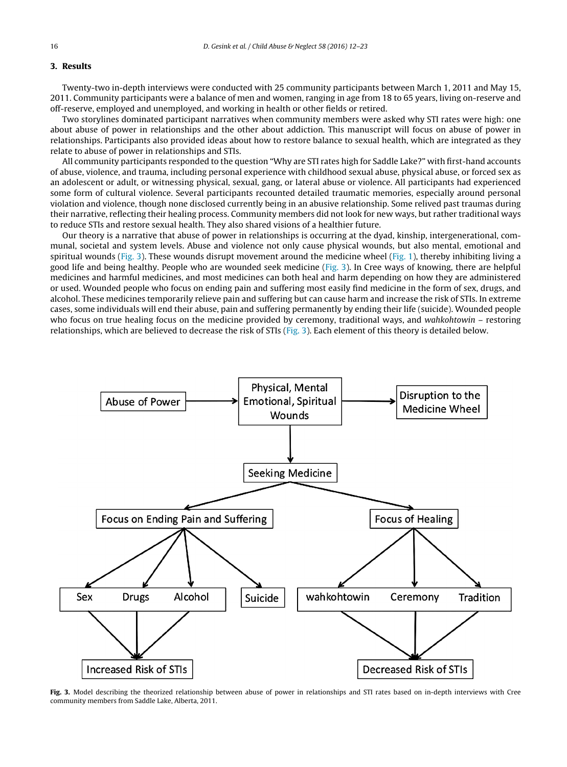## 3. Results

Twenty-two in-depth interviews were conducted with 25 community participants between March 1, 2011 and May 15, 2011. Community participants were a balance of men and women, ranging in age from 18 to 65 years, living on-reserve and off-reserve, employed and unemployed, and working in health or other fields or retired.

Two storylines dominated participant narratives when community members were asked why STI rates were high: one about abuse of power in relationships and the other about addiction. This manuscript will focus on abuse of power in relationships. Participants also provided ideas about how to restore balance to sexual health, which are integrated as they relate to abuse of power in relationships and STIs.

All community participants responded to the question "Why are STI rates high for Saddle Lake?" with first-hand accounts of abuse, violence, and trauma, including personal experience with childhood sexual abuse, physical abuse, or forced sex as an adolescent or adult, or witnessing physical, sexual, gang, or lateral abuse or violence. All participants had experienced some form of cultural violence. Several participants recounted detailed traumatic memories, especially around personal violation and violence, though none disclosed currently being in an abusive relationship. Some relived past traumas during their narrative, reflecting their healing process. Community members did not look for new ways, but rather traditional ways to reduce STIs and restore sexual health. They also shared visions of a healthier future.

Our theory is a narrative that abuse of power in relationships is occurring at the dyad, kinship, intergenerational, communal, societal and system levels. Abuse and violence not only cause physical wounds, but also mental, emotional and spiritual wounds (Fig. 3). These wounds disrupt movement around the medicine wheel (Fig. 1), thereby inhibiting living a good life and being healthy. People who are wounded seek medicine (Fig. 3). In Cree ways of knowing, there are helpful medicines and harmful medicines, and most medicines can both heal and harm depending on how they are administered or used. Wounded people who focus on ending pain and suffering most easily find medicine in the form of sex, drugs, and alcohol. These medicines temporarily relieve pain and suffering but can cause harm and increase the risk of STIs. In extreme cases, some individuals will end their abuse, pain and suffering permanently by ending their life (suicide). Wounded people who focus on true healing focus on the medicine provided by ceremony, traditional ways, and *wahkohtowin* – restoring relationships, which are believed to decrease the risk of STIs (Fig. 3). Each element of this theory is detailed below.

Abuse of Power

Physical, Mental Emotional, Spiritual Wounds

Disruption to the Medicine Wheel

Seeking Medicine

Focus on Ending Pain and Suffering

Focus of Healing

Sex Drugs Alcohol

Suicide

wahkohtowin Ceremony Tradition

Increased Risk of STIs

Decreased Risk of STIs

**Fig. 3.** Model describing the theorized relationship between abuse of power in relationships and STI rates based on in-depth interviews with Cree community members from Saddle Lake, Alberta, 2011.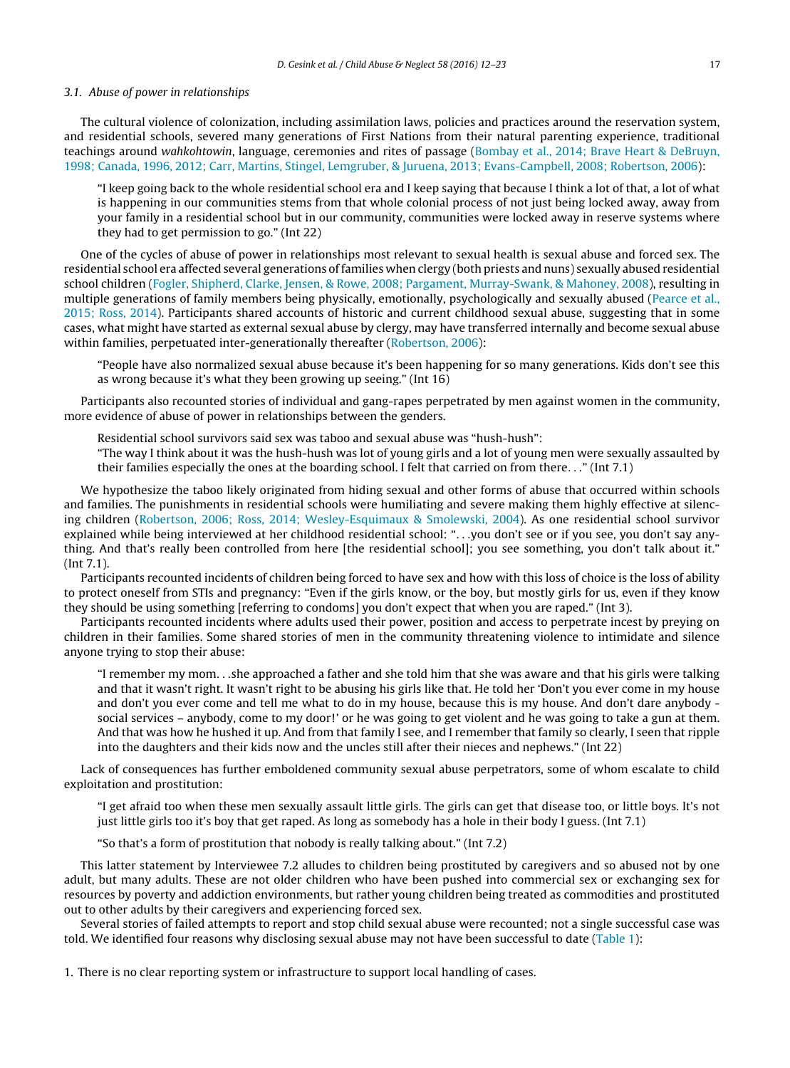### 3.1. Abuse of power in relationships

The cultural violence of colonization, including assimilation laws, policies and practices around the reservation system, and residential schools, severed many generations of First Nations from their natural parenting experience, traditional teachings around *wahkohtowin*, language, ceremonies and rites of passage (Bombay et al., 2014; Brave Heart & DeBruyn, 1998; Canada, 1996, 2012; Carr, Martins, Stingel, Lemgruber, & Juruena, 2013; Evans-Campbell, 2008; Robertson, 2006):

> "I keep going back to the whole residential school era and I keep saying that because I think a lot of that, a lot of what is happening in our communities stems from that whole colonial process of not just being locked away, away from your family in a residential school but in our community, communities were locked away in reserve systems where they had to get permission to go." (Int 22)

One of the cycles of abuse of power in relationships most relevant to sexual health is sexual abuse and forced sex. The residential school era affected several generations of families when clergy (both priests and nuns) sexually abused residential school children (Fogler, Shipherd, Clarke, Jensen, & Rowe, 2008; Pargament, Murray-Swank, & Mahoney, 2008), resulting in multiple generations of family members being physically, emotionally, psychologically and sexually abused (Pearce et al., 2015; Ross, 2014). Participants shared accounts of historic and current childhood sexual abuse, suggesting that in some cases, what might have started as external sexual abuse by clergy, may have transferred internally and become sexual abuse within families, perpetuated inter-generationally thereafter (Robertson, 2006):

> "People have also normalized sexual abuse because it's been happening for so many generations. Kids don't see this as wrong because it's what they been growing up seeing." (Int 16)

Participants also recounted stories of individual and gang-rapes perpetrated by men against women in the community, more evidence of abuse of power in relationships between the genders.

> Residential school survivors said sex was taboo and sexual abuse was "hush-hush":
>
> "The way I think about it was the hush-hush was lot of young girls and a lot of young men were sexually assaulted by their families especially the ones at the boarding school. I felt that carried on from there. . ." (Int 7.1)

We hypothesize the taboo likely originated from hiding sexual and other forms of abuse that occurred within schools and families. The punishments in residential schools were humiliating and severe making them highly effective at silencing children (Robertson, 2006; Ross, 2014; Wesley-Esquimaux & Smolewski, 2004). As one residential school survivor explained while being interviewed at her childhood residential school: ". . .you don't see or if you see, you don't say anything. And that's really been controlled from here [the residential school]; you see something, you don't talk about it." (Int 7.1).

Participants recounted incidents of children being forced to have sex and how with this loss of choice is the loss of ability to protect oneself from STIs and pregnancy: "Even if the girls know, or the boy, but mostly girls for us, even if they know they should be using something [referring to condoms] you don't expect that when you are raped." (Int 3).

Participants recounted incidents where adults used their power, position and access to perpetrate incest by preying on children in their families. Some shared stories of men in the community threatening violence to intimidate and silence anyone trying to stop their abuse:

> "I remember my mom. . .she approached a father and she told him that she was aware and that his girls were talking and that it wasn't right. It wasn't right to be abusing his girls like that. He told her 'Don't you ever come in my house and don't you ever come and tell me what to do in my house, because this is my house. And don't dare anybody - social services – anybody, come to my door!' or he was going to get violent and he was going to take a gun at them. And that was how he hushed it up. And from that family I see, and I remember that family so clearly, I seen that ripple into the daughters and their kids now and the uncles still after their nieces and nephews." (Int 22)

Lack of consequences has further emboldened community sexual abuse perpetrators, some of whom escalate to child exploitation and prostitution:

> "I get afraid too when these men sexually assault little girls. The girls can get that disease too, or little boys. It's not just little girls too it's boy that get raped. As long as somebody has a hole in their body I guess. (Int 7.1)
>
> "So that's a form of prostitution that nobody is really talking about." (Int 7.2)

This latter statement by Interviewee 7.2 alludes to children being prostituted by caregivers and so abused not by one adult, but many adults. These are not older children who have been pushed into commercial sex or exchanging sex for resources by poverty and addiction environments, but rather young children being treated as commodities and prostituted out to other adults by their caregivers and experiencing forced sex.

Several stories of failed attempts to report and stop child sexual abuse were recounted; not a single successful case was told. We identified four reasons why disclosing sexual abuse may not have been successful to date (Table 1):

1. There is no clear reporting system or infrastructure to support local handling of cases.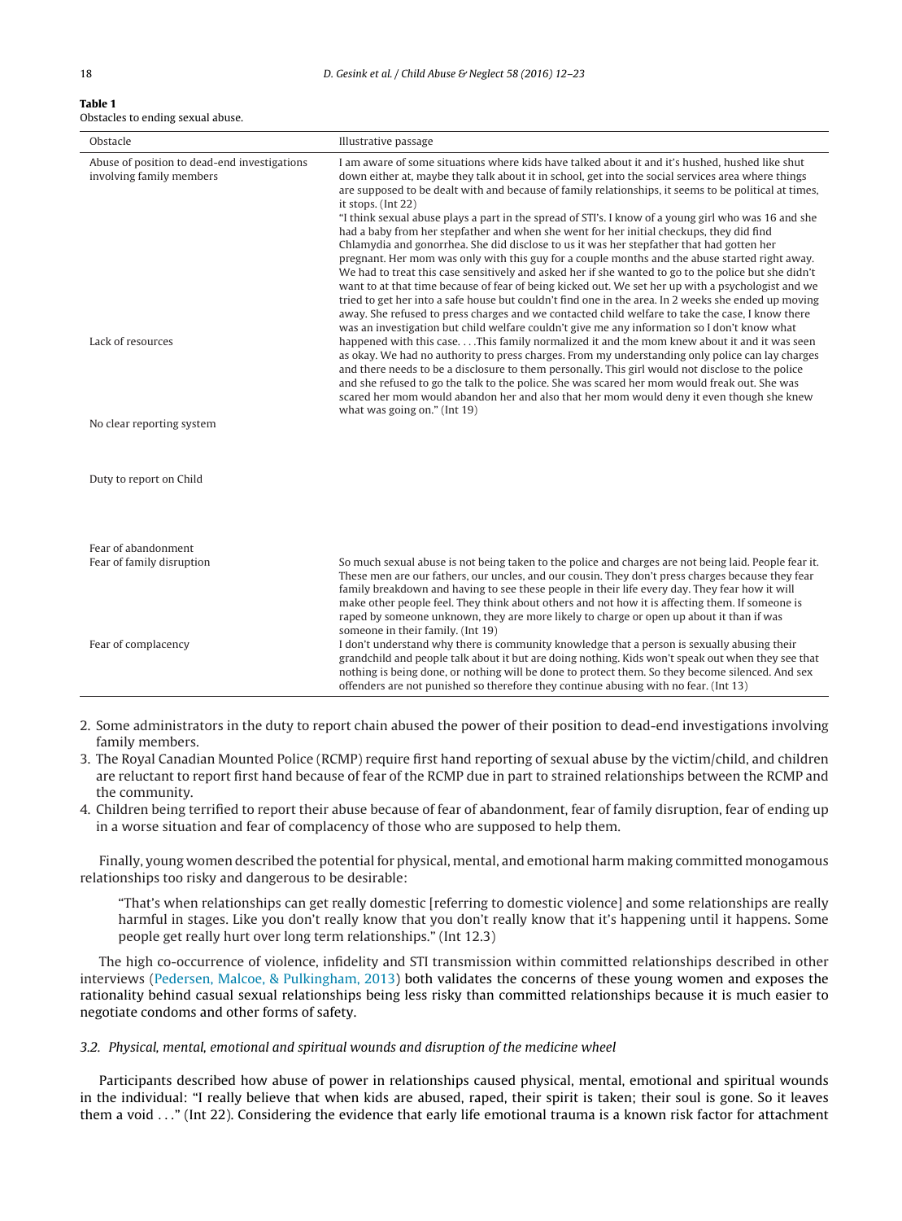**Table 1**
Obstacles to ending sexual abuse.

| Obstacle | Illustrative passage |
| --- | --- |
| Abuse of position to dead-end investigations involving family members | I am aware of some situations where kids have talked about it and it's hushed, hushed like shut down either at, maybe they talk about it in school, get into the social services area where things are supposed to be dealt with and because of family relationships, it seems to be political at times, it stops. (Int 22) |
| Lack of resources | "I think sexual abuse plays a part in the spread of STI's. I know of a young girl who was 16 and she had a baby from her stepfather and when she went for her initial checkups, they did find Chlamydia and gonorrhea. She did disclose to us it was her stepfather that had gotten her pregnant. Her mom was only with this guy for a couple months and the abuse started right away. We had to treat this case sensitively and asked her if she wanted to go to the police but she didn't want to at that time because of fear of being kicked out. We set her up with a psychologist and we tried to get her into a safe house but couldn't find one in the area. In 2 weeks she ended up moving away. She refused to press charges and we contacted child welfare to take the case, I know there was an investigation but child welfare couldn't give me any information so I don't know what happened with this case. . . .This family normalized it and the mom knew about it and it was seen as okay. We had no authority to press charges. From my understanding only police can lay charges and there needs to be a disclosure to them personally. This girl would not disclose to the police and she refused to go the talk to the police. She was scared her mom would freak out. She was scared her mom would abandon her and also that her mom would deny it even though she knew what was going on." (Int 19) |
| No clear reporting system | |
| Duty to report on Child | |
| Fear of abandonment | |
| Fear of family disruption | So much sexual abuse is not being taken to the police and charges are not being laid. People fear it. These men are our fathers, our uncles, and our cousin. They don't press charges because they fear family breakdown and having to see these people in their life every day. They fear how it will make other people feel. They think about others and not how it is affecting them. If someone is raped by someone unknown, they are more likely to charge or open up about it than if was someone in their family. (Int 19) |
| Fear of complacency | I don't understand why there is community knowledge that a person is sexually abusing their grandchild and people talk about it but are doing nothing. Kids won't speak out when they see that nothing is being done, or nothing will be done to protect them. So they become silenced. And sex offenders are not punished so therefore they continue abusing with no fear. (Int 13) |

2. Some administrators in the duty to report chain abused the power of their position to dead-end investigations involving family members.
3. The Royal Canadian Mounted Police (RCMP) require first hand reporting of sexual abuse by the victim/child, and children are reluctant to report first hand because of fear of the RCMP due in part to strained relationships between the RCMP and the community.
4. Children being terrified to report their abuse because of fear of abandonment, fear of family disruption, fear of ending up in a worse situation and fear of complacency of those who are supposed to help them.

Finally, young women described the potential for physical, mental, and emotional harm making committed monogamous relationships too risky and dangerous to be desirable:

> "That's when relationships can get really domestic [referring to domestic violence] and some relationships are really harmful in stages. Like you don't really know that you don't really know that it's happening until it happens. Some people get really hurt over long term relationships." (Int 12.3)

The high co-occurrence of violence, infidelity and STI transmission within committed relationships described in other interviews (Pedersen, Malcoe, & Pulkingham, 2013) both validates the concerns of these young women and exposes the rationality behind casual sexual relationships being less risky than committed relationships because it is much easier to negotiate condoms and other forms of safety.

### *3.2. Physical, mental, emotional and spiritual wounds and disruption of the medicine wheel*

Participants described how abuse of power in relationships caused physical, mental, emotional and spiritual wounds in the individual: "I really believe that when kids are abused, raped, their spirit is taken; their soul is gone. So it leaves them a void . . ." (Int 22). Considering the evidence that early life emotional trauma is a known risk factor for attachment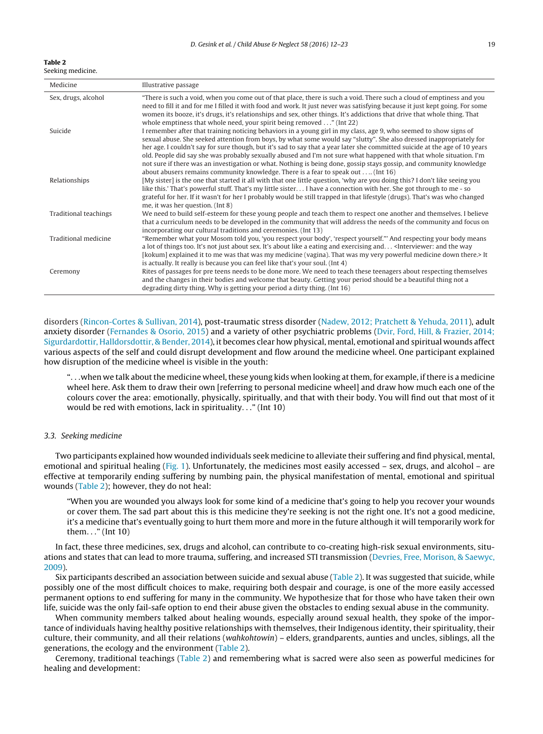**Table 2**
Seeking medicine.

| Medicine | Illustrative passage |
|---|---|
| Sex, drugs, alcohol | "There is such a void, when you come out of that place, there is such a void. There such a cloud of emptiness and you need to fill it and for me I filled it with food and work. It just never was satisfying because it just kept going. For some women its booze, it's drugs, it's relationships and sex, other things. It's addictions that drive that whole thing. That whole emptiness that whole need, your spirit being removed . . ." (Int 22) |
| Suicide | I remember after that training noticing behaviors in a young girl in my class, age 9, who seemed to show signs of sexual abuse. She seeked attention from boys, by what some would say "slutty". She also dressed inappropriately for her age. I couldn't say for sure though, but it's sad to say that a year later she committed suicide at the age of 10 years old. People did say she was probably sexually abused and I'm not sure what happened with that whole situation. I'm not sure if there was an investigation or what. Nothing is being done, gossip stays gossip, and community knowledge about abusers remains community knowledge. There is a fear to speak out . . .. (Int 16) |
| Relationships | [My sister] is the one that started it all with that one little question, 'why are you doing this? I don't like seeing you like this.' That's powerful stuff. That's my little sister. . . I have a connection with her. She got through to me - so grateful for her. If it wasn't for her I probably would be still trapped in that lifestyle (drugs). That's was who changed me, it was her question. (Int 8) |
| Traditional teachings | We need to build self-esteem for these young people and teach them to respect one another and themselves. I believe that a curriculum needs to be developed in the community that will address the needs of the community and focus on incorporating our cultural traditions and ceremonies. (Int 13) |
| Traditional medicine | "Remember what your Mosom told you, 'you respect your body', 'respect yourself."' And respecting your body means a lot of things too. It's not just about sex. It's about like a eating and exercising and. . . <Interviewer: and the way [kokum] explained it to me was that was my medicine (vagina). That was my very powerful medicine down there.> It is actually. It really is because you can feel like that's your soul. (Int 4) |
| Ceremony | Rites of passages for pre teens needs to be done more. We need to teach these teenagers about respecting themselves and the changes in their bodies and welcome that beauty. Getting your period should be a beautiful thing not a degrading dirty thing. Why is getting your period a dirty thing. (Int 16) |

disorders (Rincon-Cortes & Sullivan, 2014), post-traumatic stress disorder (Nadew, 2012; Pratchett & Yehuda, 2011), adult anxiety disorder (Fernandes & Osorio, 2015) and a variety of other psychiatric problems (Dvir, Ford, Hill, & Frazier, 2014; Sigurdardottir, Halldorsdottir, & Bender, 2014), it becomes clear how physical, mental, emotional and spiritual wounds affect various aspects of the self and could disrupt development and flow around the medicine wheel. One participant explained how disruption of the medicine wheel is visible in the youth:

> ". . .when we talk about the medicine wheel, these young kids when looking at them, for example, if there is a medicine wheel here. Ask them to draw their own [referring to personal medicine wheel] and draw how much each one of the colours cover the area: emotionally, physically, spiritually, and that with their body. You will find out that most of it would be red with emotions, lack in spirituality. . ." (Int 10)

### 3.3. *Seeking medicine*

Two participants explained how wounded individuals seek medicine to alleviate their suffering and find physical, mental, emotional and spiritual healing (Fig. 1). Unfortunately, the medicines most easily accessed – sex, drugs, and alcohol – are effective at temporarily ending suffering by numbing pain, the physical manifestation of mental, emotional and spiritual wounds (Table 2); however, they do not heal:

> "When you are wounded you always look for some kind of a medicine that's going to help you recover your wounds or cover them. The sad part about this is this medicine they're seeking is not the right one. It's not a good medicine, it's a medicine that's eventually going to hurt them more and more in the future although it will temporarily work for them. . ." (Int 10)

In fact, these three medicines, sex, drugs and alcohol, can contribute to co-creating high-risk sexual environments, situations and states that can lead to more trauma, suffering, and increased STI transmission (Devries, Free, Morison, & Saewyc, 2009).

Six participants described an association between suicide and sexual abuse (Table 2). It was suggested that suicide, while possibly one of the most difficult choices to make, requiring both despair and courage, is one of the more easily accessed permanent options to end suffering for many in the community. We hypothesize that for those who have taken their own life, suicide was the only fail-safe option to end their abuse given the obstacles to ending sexual abuse in the community.

When community members talked about healing wounds, especially around sexual health, they spoke of the importance of individuals having healthy positive relationships with themselves, their Indigenous identity, their spirituality, their culture, their community, and all their relations (*wahkohtowin*) – elders, grandparents, aunties and uncles, siblings, all the generations, the ecology and the environment (Table 2).

Ceremony, traditional teachings (Table 2) and remembering what is sacred were also seen as powerful medicines for healing and development: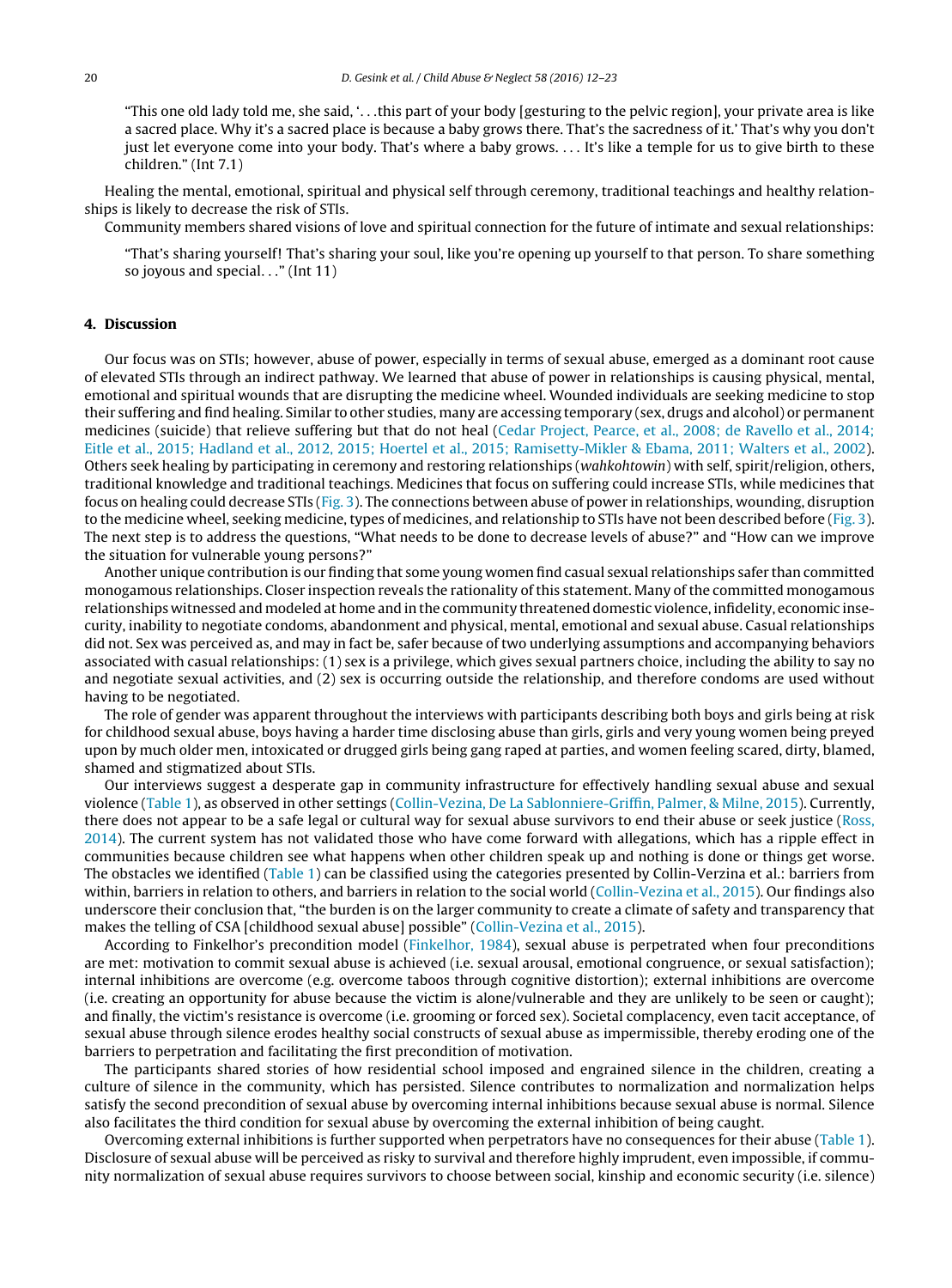"This one old lady told me, she said, '. . .this part of your body [gesturing to the pelvic region], your private area is like a sacred place. Why it's a sacred place is because a baby grows there. That's the sacredness of it.' That's why you don't just let everyone come into your body. That's where a baby grows. . . . It's like a temple for us to give birth to these children." (Int 7.1)

Healing the mental, emotional, spiritual and physical self through ceremony, traditional teachings and healthy relationships is likely to decrease the risk of STIs.

Community members shared visions of love and spiritual connection for the future of intimate and sexual relationships:

"That's sharing yourself! That's sharing your soul, like you're opening up yourself to that person. To share something so joyous and special. . ." (Int 11)

## 4. Discussion

Our focus was on STIs; however, abuse of power, especially in terms of sexual abuse, emerged as a dominant root cause of elevated STIs through an indirect pathway. We learned that abuse of power in relationships is causing physical, mental, emotional and spiritual wounds that are disrupting the medicine wheel. Wounded individuals are seeking medicine to stop their suffering and find healing. Similar to other studies, many are accessing temporary (sex, drugs and alcohol) or permanent medicines (suicide) that relieve suffering but that do not heal (Cedar Project, Pearce, et al., 2008; de Ravello et al., 2014; Eitle et al., 2015; Hadland et al., 2012, 2015; Hoertel et al., 2015; Ramisetty-Mikler & Ebama, 2011; Walters et al., 2002). Others seek healing by participating in ceremony and restoring relationships (*wahkohtowin*) with self, spirit/religion, others, traditional knowledge and traditional teachings. Medicines that focus on suffering could increase STIs, while medicines that focus on healing could decrease STIs (Fig. 3). The connections between abuse of power in relationships, wounding, disruption to the medicine wheel, seeking medicine, types of medicines, and relationship to STIs have not been described before (Fig. 3). The next step is to address the questions, "What needs to be done to decrease levels of abuse?" and "How can we improve the situation for vulnerable young persons?"

Another unique contribution is our finding that some young women find casual sexual relationships safer than committed monogamous relationships. Closer inspection reveals the rationality of this statement. Many of the committed monogamous relationships witnessed and modeled at home and in the community threatened domestic violence, infidelity, economic insecurity, inability to negotiate condoms, abandonment and physical, mental, emotional and sexual abuse. Casual relationships did not. Sex was perceived as, and may in fact be, safer because of two underlying assumptions and accompanying behaviors associated with casual relationships: (1) sex is a privilege, which gives sexual partners choice, including the ability to say no and negotiate sexual activities, and (2) sex is occurring outside the relationship, and therefore condoms are used without having to be negotiated.

The role of gender was apparent throughout the interviews with participants describing both boys and girls being at risk for childhood sexual abuse, boys having a harder time disclosing abuse than girls, girls and very young women being preyed upon by much older men, intoxicated or drugged girls being gang raped at parties, and women feeling scared, dirty, blamed, shamed and stigmatized about STIs.

Our interviews suggest a desperate gap in community infrastructure for effectively handling sexual abuse and sexual violence (Table 1), as observed in other settings (Collin-Vezina, De La Sablonniere-Griffin, Palmer, & Milne, 2015). Currently, there does not appear to be a safe legal or cultural way for sexual abuse survivors to end their abuse or seek justice (Ross, 2014). The current system has not validated those who have come forward with allegations, which has a ripple effect in communities because children see what happens when other children speak up and nothing is done or things get worse. The obstacles we identified (Table 1) can be classified using the categories presented by Collin-Verzina et al.: barriers from within, barriers in relation to others, and barriers in relation to the social world (Collin-Vezina et al., 2015). Our findings also underscore their conclusion that, "the burden is on the larger community to create a climate of safety and transparency that makes the telling of CSA [childhood sexual abuse] possible" (Collin-Vezina et al., 2015).

According to Finkelhor's precondition model (Finkelhor, 1984), sexual abuse is perpetrated when four preconditions are met: motivation to commit sexual abuse is achieved (i.e. sexual arousal, emotional congruence, or sexual satisfaction); internal inhibitions are overcome (e.g. overcome taboos through cognitive distortion); external inhibitions are overcome (i.e. creating an opportunity for abuse because the victim is alone/vulnerable and they are unlikely to be seen or caught); and finally, the victim's resistance is overcome (i.e. grooming or forced sex). Societal complacency, even tacit acceptance, of sexual abuse through silence erodes healthy social constructs of sexual abuse as impermissible, thereby eroding one of the barriers to perpetration and facilitating the first precondition of motivation.

The participants shared stories of how residential school imposed and engrained silence in the children, creating a culture of silence in the community, which has persisted. Silence contributes to normalization and normalization helps satisfy the second precondition of sexual abuse by overcoming internal inhibitions because sexual abuse is normal. Silence also facilitates the third condition for sexual abuse by overcoming the external inhibition of being caught.

Overcoming external inhibitions is further supported when perpetrators have no consequences for their abuse (Table 1). Disclosure of sexual abuse will be perceived as risky to survival and therefore highly imprudent, even impossible, if community normalization of sexual abuse requires survivors to choose between social, kinship and economic security (i.e. silence)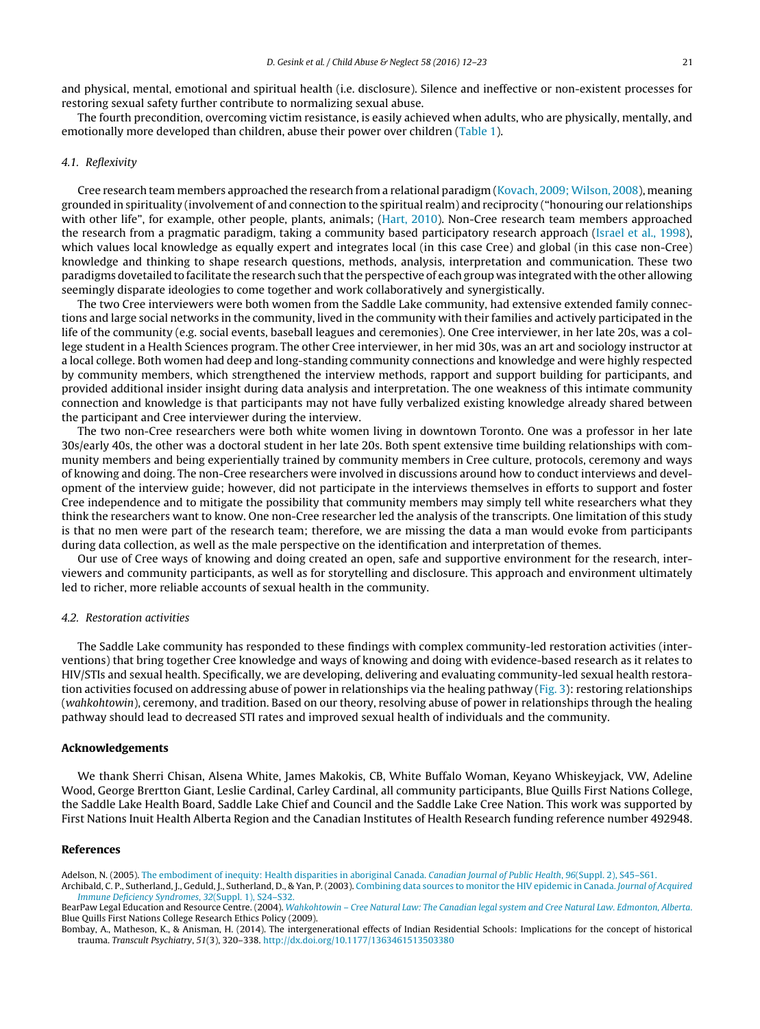and physical, mental, emotional and spiritual health (i.e. disclosure). Silence and ineffective or non-existent processes for restoring sexual safety further contribute to normalizing sexual abuse.

The fourth precondition, overcoming victim resistance, is easily achieved when adults, who are physically, mentally, and emotionally more developed than children, abuse their power over children (Table 1).

### 4.1. Reflexivity

Cree research team members approached the research from a relational paradigm (Kovach, 2009; Wilson, 2008), meaning grounded in spirituality (involvement of and connection to the spiritual realm) and reciprocity ("honouring our relationships with other life", for example, other people, plants, animals; (Hart, 2010). Non-Cree research team members approached the research from a pragmatic paradigm, taking a community based participatory research approach (Israel et al., 1998), which values local knowledge as equally expert and integrates local (in this case Cree) and global (in this case non-Cree) knowledge and thinking to shape research questions, methods, analysis, interpretation and communication. These two paradigms dovetailed to facilitate the research such that the perspective of each group was integrated with the other allowing seemingly disparate ideologies to come together and work collaboratively and synergistically.

The two Cree interviewers were both women from the Saddle Lake community, had extensive extended family connections and large social networks in the community, lived in the community with their families and actively participated in the life of the community (e.g. social events, baseball leagues and ceremonies). One Cree interviewer, in her late 20s, was a college student in a Health Sciences program. The other Cree interviewer, in her mid 30s, was an art and sociology instructor at a local college. Both women had deep and long-standing community connections and knowledge and were highly respected by community members, which strengthened the interview methods, rapport and support building for participants, and provided additional insider insight during data analysis and interpretation. The one weakness of this intimate community connection and knowledge is that participants may not have fully verbalized existing knowledge already shared between the participant and Cree interviewer during the interview.

The two non-Cree researchers were both white women living in downtown Toronto. One was a professor in her late 30s/early 40s, the other was a doctoral student in her late 20s. Both spent extensive time building relationships with community members and being experientially trained by community members in Cree culture, protocols, ceremony and ways of knowing and doing. The non-Cree researchers were involved in discussions around how to conduct interviews and development of the interview guide; however, did not participate in the interviews themselves in efforts to support and foster Cree independence and to mitigate the possibility that community members may simply tell white researchers what they think the researchers want to know. One non-Cree researcher led the analysis of the transcripts. One limitation of this study is that no men were part of the research team; therefore, we are missing the data a man would evoke from participants during data collection, as well as the male perspective on the identification and interpretation of themes.

Our use of Cree ways of knowing and doing created an open, safe and supportive environment for the research, interviewers and community participants, as well as for storytelling and disclosure. This approach and environment ultimately led to richer, more reliable accounts of sexual health in the community.

### 4.2. Restoration activities

The Saddle Lake community has responded to these findings with complex community-led restoration activities (interventions) that bring together Cree knowledge and ways of knowing and doing with evidence-based research as it relates to HIV/STIs and sexual health. Specifically, we are developing, delivering and evaluating community-led sexual health restoration activities focused on addressing abuse of power in relationships via the healing pathway (Fig. 3): restoring relationships (*wahkohtowin*), ceremony, and tradition. Based on our theory, resolving abuse of power in relationships through the healing pathway should lead to decreased STI rates and improved sexual health of individuals and the community.

## Acknowledgements

We thank Sherri Chisan, Alsena White, James Makokis, CB, White Buffalo Woman, Keyano Whiskeyjack, VW, Adeline Wood, George Brertton Giant, Leslie Cardinal, Carley Cardinal, all community participants, Blue Quills First Nations College, the Saddle Lake Health Board, Saddle Lake Chief and Council and the Saddle Lake Cree Nation. This work was supported by First Nations Inuit Health Alberta Region and the Canadian Institutes of Health Research funding reference number 492948.

## References

Adelson, N. (2005). The embodiment of inequity: Health disparities in aboriginal Canada. *Canadian Journal of Public Health*, *96*(Suppl. 2), S45–S61.

Archibald, C. P., Sutherland, J., Geduld, J., Sutherland, D., & Yan, P. (2003). Combining data sources to monitor the HIV epidemic in Canada. *Journal of Acquired Immune Deficiency Syndromes*, *32*(Suppl. 1), S24–S32.

BearPaw Legal Education and Resource Centre. (2004). *Wahkohtowin – Cree Natural Law: The Canadian legal system and Cree Natural Law. Edmonton, Alberta*. Blue Quills First Nations College Research Ethics Policy (2009).

Bombay, A., Matheson, K., & Anisman, H. (2014). The intergenerational effects of Indian Residential Schools: Implications for the concept of historical trauma. *Transcult Psychiatry*, *51*(3), 320–338. http://dx.doi.org/10.1177/1363461513503380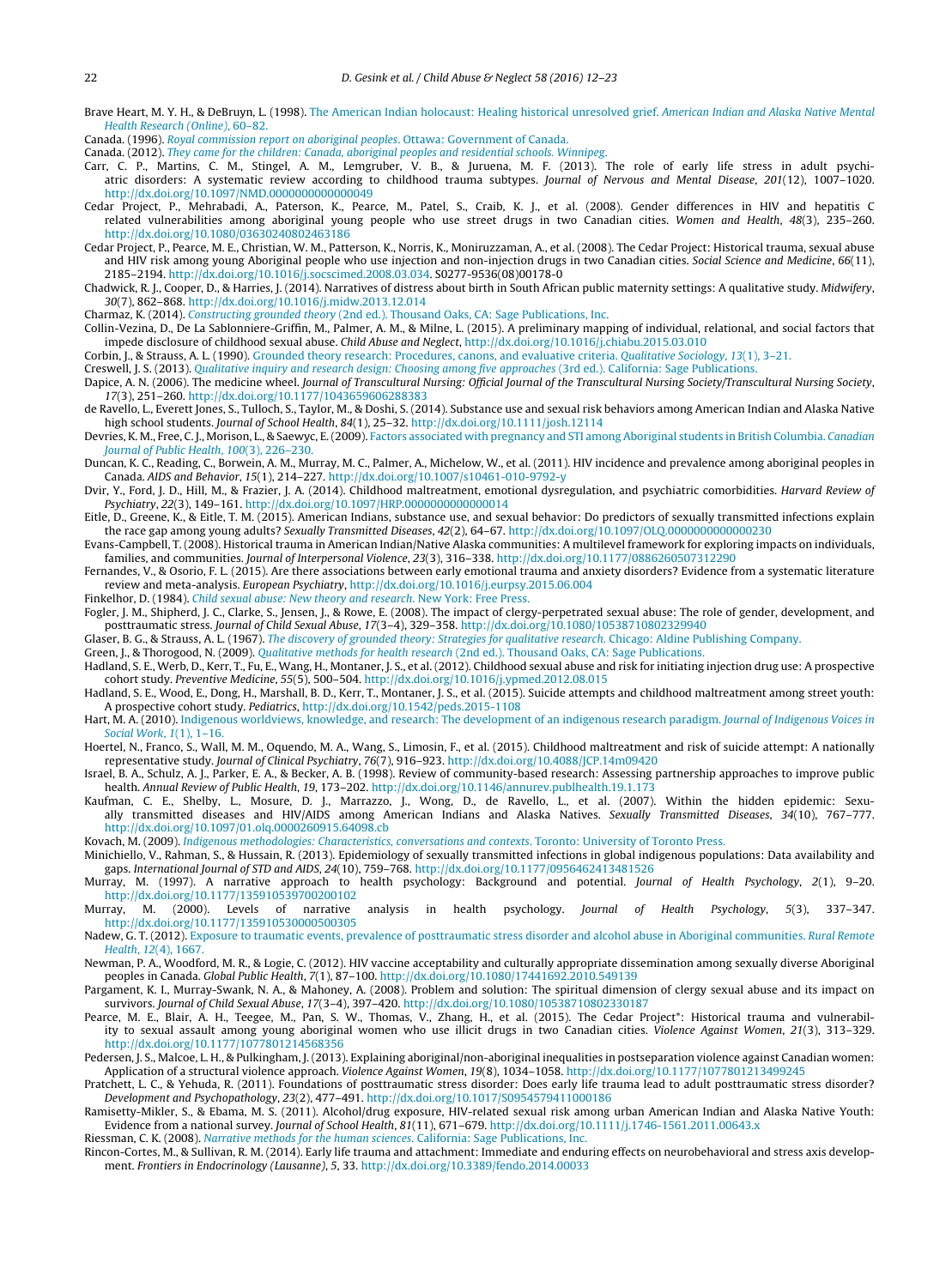Brave Heart, M. Y. H., & DeBruyn, L. (1998). The American Indian holocaust: Healing historical unresolved grief. *American Indian and Alaska Native Mental Health Research (Online)*, 60–82.

Canada. (1996). *Royal commission report on aboriginal peoples*. Ottawa: Government of Canada.

Canada. (2012). *They came for the children: Canada, aboriginal peoples and residential schools. Winnipeg.*

Carr, C. P., Martins, C. M., Stingel, A. M., Lemgruber, V. B., & Juruena, M. F. (2013). The role of early life stress in adult psychiatric disorders: A systematic review according to childhood trauma subtypes. *Journal of Nervous and Mental Disease*, *201*(12), 1007–1020. http://dx.doi.org/10.1097/NMD.0000000000000049

Cedar Project, P., Mehrabadi, A., Paterson, K., Pearce, M., Patel, S., Craib, K. J., et al. (2008). Gender differences in HIV and hepatitis C related vulnerabilities among aboriginal young people who use street drugs in two Canadian cities. *Women and Health*, *48*(3), 235–260. http://dx.doi.org/10.1080/03630240802463186

Cedar Project, P., Pearce, M. E., Christian, W. M., Patterson, K., Norris, K., Moniruzzaman, A., et al. (2008). The Cedar Project: Historical trauma, sexual abuse and HIV risk among young Aboriginal people who use injection and non-injection drugs in two Canadian cities. *Social Science and Medicine*, *66*(11), 2185–2194. http://dx.doi.org/10.1016/j.socscimed.2008.03.034. S0277-9536(08)00178-0

Chadwick, R. J., Cooper, D., & Harries, J. (2014). Narratives of distress about birth in South African public maternity settings: A qualitative study. *Midwifery*, *30*(7), 862–868. http://dx.doi.org/10.1016/j.midw.2013.12.014

Charmaz, K. (2014). *Constructing grounded theory* (2nd ed.). Thousand Oaks, CA: Sage Publications, Inc.

Collin-Vezina, D., De La Sablonniere-Griffin, M., Palmer, A. M., & Milne, L. (2015). A preliminary mapping of individual, relational, and social factors that impede disclosure of childhood sexual abuse. *Child Abuse and Neglect*, http://dx.doi.org/10.1016/j.chiabu.2015.03.010

Corbin, J., & Strauss, A. L. (1990). Grounded theory research: Procedures, canons, and evaluative criteria. *Qualitative Sociology*, *13*(1), 3–21.

Creswell, J. S. (2013). *Qualitative inquiry and research design: Choosing among five approaches* (3rd ed.). California: Sage Publications.

Dapice, A. N. (2006). The medicine wheel. *Journal of Transcultural Nursing: Official Journal of the Transcultural Nursing Society/Transcultural Nursing Society*, *17*(3), 251–260. http://dx.doi.org/10.1177/1043659606288383

de Ravello, L., Everett Jones, S., Tulloch, S., Taylor, M., & Doshi, S. (2014). Substance use and sexual risk behaviors among American Indian and Alaska Native high school students. *Journal of School Health*, *84*(1), 25–32. http://dx.doi.org/10.1111/josh.12114

Devries, K. M., Free, C. J., Morison, L., & Saewyc, E. (2009). Factors associated with pregnancy and STI among Aboriginal students in British Columbia. *Canadian Journal of Public Health*, *100*(3), 226–230.

Duncan, K. C., Reading, C., Borwein, A. M., Murray, M. C., Palmer, A., Michelow, W., et al. (2011). HIV incidence and prevalence among aboriginal peoples in Canada. *AIDS and Behavior*, *15*(1), 214–227. http://dx.doi.org/10.1007/s10461-010-9792-y

Dvir, Y., Ford, J. D., Hill, M., & Frazier, J. A. (2014). Childhood maltreatment, emotional dysregulation, and psychiatric comorbidities. *Harvard Review of Psychiatry*, *22*(3), 149–161. http://dx.doi.org/10.1097/HRP.0000000000000014

Eitle, D., Greene, K., & Eitle, T. M. (2015). American Indians, substance use, and sexual behavior: Do predictors of sexually transmitted infections explain the race gap among young adults? *Sexually Transmitted Diseases*, *42*(2), 64–67. http://dx.doi.org/10.1097/OLQ.0000000000000230

Evans-Campbell, T. (2008). Historical trauma in American Indian/Native Alaska communities: A multilevel framework for exploring impacts on individuals, families, and communities. *Journal of Interpersonal Violence*, *23*(3), 316–338. http://dx.doi.org/10.1177/0886260507312290

Fernandes, V., & Osorio, F. L. (2015). Are there associations between early emotional trauma and anxiety disorders? Evidence from a systematic literature review and meta-analysis. *European Psychiatry*, http://dx.doi.org/10.1016/j.eurpsy.2015.06.004

Finkelhor, D. (1984). *Child sexual abuse: New theory and research*. New York: Free Press.

Fogler, J. M., Shipherd, J. C., Clarke, S., Jensen, J., & Rowe, E. (2008). The impact of clergy-perpetrated sexual abuse: The role of gender, development, and posttraumatic stress. *Journal of Child Sexual Abuse*, *17*(3–4), 329–358. http://dx.doi.org/10.1080/10538710802329940

Glaser, B. G., & Strauss, A. L. (1967). *The discovery of grounded theory: Strategies for qualitative research*. Chicago: Aldine Publishing Company.

Green, J., & Thorogood, N. (2009). *Qualitative methods for health research* (2nd ed.). Thousand Oaks, CA: Sage Publications.

Hadland, S. E., Werb, D., Kerr, T., Fu, E., Wang, H., Montaner, J. S., et al. (2012). Childhood sexual abuse and risk for initiating injection drug use: A prospective cohort study. *Preventive Medicine*, *55*(5), 500–504. http://dx.doi.org/10.1016/j.ypmed.2012.08.015

Hadland, S. E., Wood, E., Dong, H., Marshall, B. D., Kerr, T., Montaner, J. S., et al. (2015). Suicide attempts and childhood maltreatment among street youth: A prospective cohort study. *Pediatrics*, http://dx.doi.org/10.1542/peds.2015-1108

Hart, M. A. (2010). Indigenous worldviews, knowledge, and research: The development of an indigenous research paradigm. *Journal of Indigenous Voices in Social Work*, *1*(1), 1–16.

Hoertel, N., Franco, S., Wall, M. M., Oquendo, M. A., Wang, S., Limosin, F., et al. (2015). Childhood maltreatment and risk of suicide attempt: A nationally representative study. *Journal of Clinical Psychiatry*, *76*(7), 916–923. http://dx.doi.org/10.4088/JCP.14m09420

Israel, B. A., Schulz, A. J., Parker, E. A., & Becker, A. B. (1998). Review of community-based research: Assessing partnership approaches to improve public health. *Annual Review of Public Health*, *19*, 173–202. http://dx.doi.org/10.1146/annurev.publhealth.19.1.173

Kaufman, C. E., Shelby, L., Mosure, D. J., Marrazzo, J., Wong, D., de Ravello, L., et al. (2007). Within the hidden epidemic: Sexually transmitted diseases and HIV/AIDS among American Indians and Alaska Natives. *Sexually Transmitted Diseases*, *34*(10), 767–777. http://dx.doi.org/10.1097/01.olq.0000260915.64098.cb

Kovach, M. (2009). *Indigenous methodologies: Characteristics, conversations and contexts*. Toronto: University of Toronto Press.

Minichiello, V., Rahman, S., & Hussain, R. (2013). Epidemiology of sexually transmitted infections in global indigenous populations: Data availability and gaps. *International Journal of STD and AIDS*, *24*(10), 759–768. http://dx.doi.org/10.1177/0956462413481526

Murray, M. (1997). A narrative approach to health psychology: Background and potential. *Journal of Health Psychology*, *2*(1), 9–20. http://dx.doi.org/10.1177/135910539700200102

Murray, M. (2000). Levels of narrative analysis in health psychology. *Journal of Health Psychology*, *5*(3), 337–347. http://dx.doi.org/10.1177/135910530000500305

Nadew, G. T. (2012). Exposure to traumatic events, prevalence of posttraumatic stress disorder and alcohol abuse in Aboriginal communities. *Rural Remote Health*, *12*(4), 1667.

Newman, P. A., Woodford, M. R., & Logie, C. (2012). HIV vaccine acceptability and culturally appropriate dissemination among sexually diverse Aboriginal peoples in Canada. *Global Public Health*, *7*(1), 87–100. http://dx.doi.org/10.1080/17441692.2010.549139

Pargament, K. I., Murray-Swank, N. A., & Mahoney, A. (2008). Problem and solution: The spiritual dimension of clergy sexual abuse and its impact on survivors. *Journal of Child Sexual Abuse*, *17*(3–4), 397–420. http://dx.doi.org/10.1080/10538710802330187

Pearce, M. E., Blair, A. H., Teegee, M., Pan, S. W., Thomas, V., Zhang, H., et al. (2015). The Cedar Project*: Historical trauma and vulnerability to sexual assault among young aboriginal women who use illicit drugs in two Canadian cities. *Violence Against Women*, *21*(3), 313–329. http://dx.doi.org/10.1177/1077801214568356

Pedersen, J. S., Malcoe, L. H., & Pulkingham, J. (2013). Explaining aboriginal/non-aboriginal inequalities in postseparation violence against Canadian women: Application of a structural violence approach. *Violence Against Women*, *19*(8), 1034–1058. http://dx.doi.org/10.1177/1077801213499245

Pratchett, L. C., & Yehuda, R. (2011). Foundations of posttraumatic stress disorder: Does early life trauma lead to adult posttraumatic stress disorder? *Development and Psychopathology*, *23*(2), 477–491. http://dx.doi.org/10.1017/S0954579411000186

Ramisetty-Mikler, S., & Ebama, M. S. (2011). Alcohol/drug exposure, HIV-related sexual risk among urban American Indian and Alaska Native Youth: Evidence from a national survey. *Journal of School Health*, *81*(11), 671–679. http://dx.doi.org/10.1111/j.1746-1561.2011.00643.x

Riessman, C. K. (2008). *Narrative methods for the human sciences*. California: Sage Publications, Inc.

Rincon-Cortes, M., & Sullivan, R. M. (2014). Early life trauma and attachment: Immediate and enduring effects on neurobehavioral and stress axis development. *Frontiers in Endocrinology (Lausanne)*, *5*, 33. http://dx.doi.org/10.3389/fendo.2014.00033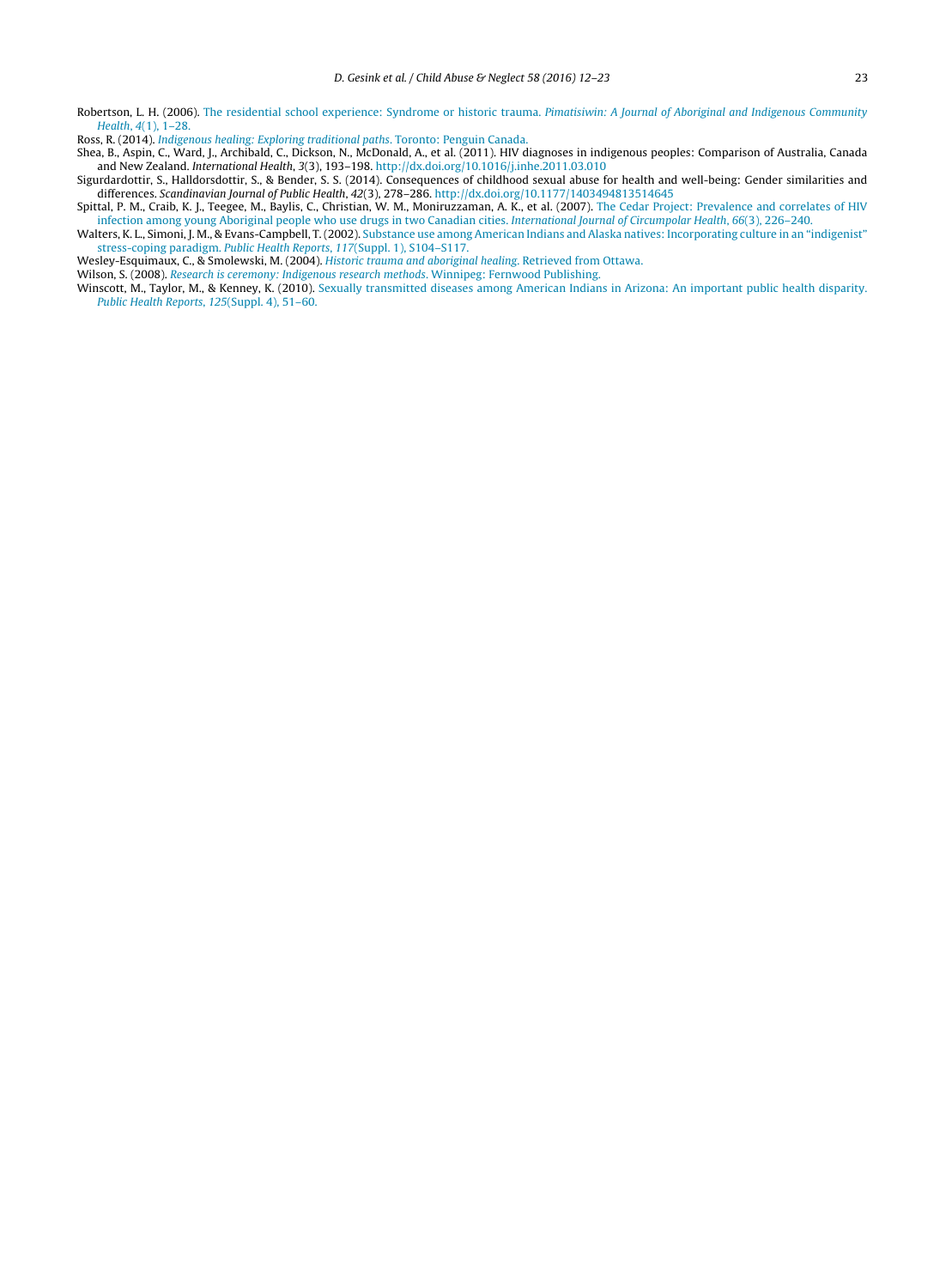Robertson, L. H. (2006). The residential school experience: Syndrome or historic trauma. *Pimatisiwin: A Journal of Aboriginal and Indigenous Community Health*, *4*(1), 1–28.

Ross, R. (2014). *Indigenous healing: Exploring traditional paths*. Toronto: Penguin Canada.

Shea, B., Aspin, C., Ward, J., Archibald, C., Dickson, N., McDonald, A., et al. (2011). HIV diagnoses in indigenous peoples: Comparison of Australia, Canada and New Zealand. *International Health*, *3*(3), 193–198. http://dx.doi.org/10.1016/j.inhe.2011.03.010

Sigurdardottir, S., Halldorsdottir, S., & Bender, S. S. (2014). Consequences of childhood sexual abuse for health and well-being: Gender similarities and differences. *Scandinavian Journal of Public Health*, *42*(3), 278–286. http://dx.doi.org/10.1177/1403494813514645

Spittal, P. M., Craib, K. J., Teegee, M., Baylis, C., Christian, W. M., Moniruzzaman, A. K., et al. (2007). The Cedar Project: Prevalence and correlates of HIV infection among young Aboriginal people who use drugs in two Canadian cities. *International Journal of Circumpolar Health*, *66*(3), 226–240.

Walters, K. L., Simoni, J. M., & Evans-Campbell, T. (2002). Substance use among American Indians and Alaska natives: Incorporating culture in an "indigenist" stress-coping paradigm. *Public Health Reports*, *117*(Suppl. 1), S104–S117.

Wesley-Esquimaux, C., & Smolewski, M. (2004). *Historic trauma and aboriginal healing*. Retrieved from Ottawa.

Wilson, S. (2008). *Research is ceremony: Indigenous research methods*. Winnipeg: Fernwood Publishing.

Winscott, M., Taylor, M., & Kenney, K. (2010). Sexually transmitted diseases among American Indians in Arizona: An important public health disparity. *Public Health Reports*, *125*(Suppl. 4), 51–60.